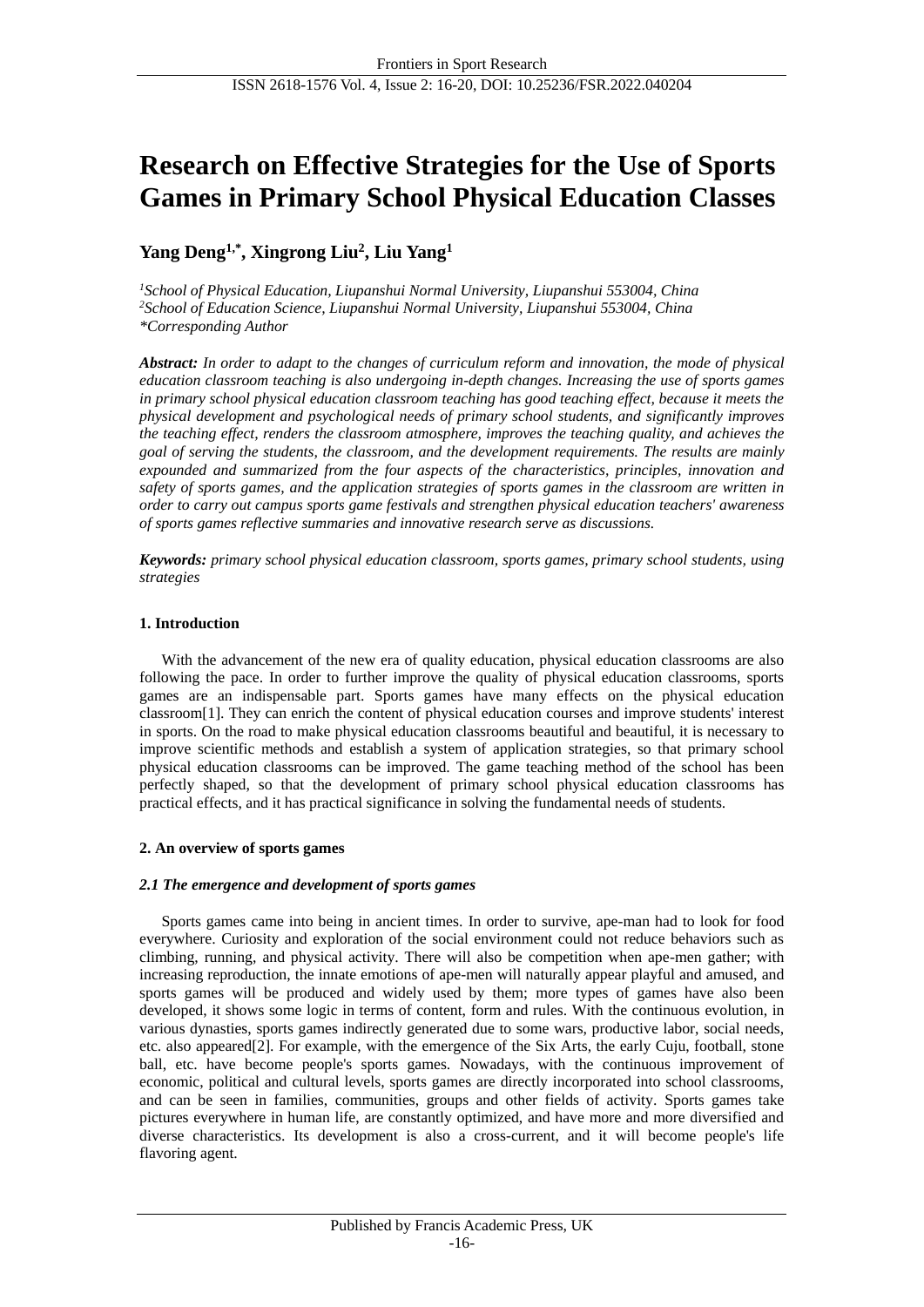# Research on Effective Strategies for the Use of Sports Games in Primary School Physical Education Classes

**Yang Deng[1,*], Xingrong Liu[2], Liu Yang[1]**

*[1]School of Physical Education, Liupanshui Normal University, Liupanshui 553004, China*
*[2]School of Education Science, Liupanshui Normal University, Liupanshui 553004, China*
*\*Corresponding Author*

***Abstract:*** *In order to adapt to the changes of curriculum reform and innovation, the mode of physical education classroom teaching is also undergoing in-depth changes. Increasing the use of sports games in primary school physical education classroom teaching has good teaching effect, because it meets the physical development and psychological needs of primary school students, and significantly improves the teaching effect, renders the classroom atmosphere, improves the teaching quality, and achieves the goal of serving the students, the classroom, and the development requirements. The results are mainly expounded and summarized from the four aspects of the characteristics, principles, innovation and safety of sports games, and the application strategies of sports games in the classroom are written in order to carry out campus sports game festivals and strengthen physical education teachers' awareness of sports games reflective summaries and innovative research serve as discussions.*

***Keywords:*** *primary school physical education classroom, sports games, primary school students, using strategies*

## 1. Introduction

With the advancement of the new era of quality education, physical education classrooms are also following the pace. In order to further improve the quality of physical education classrooms, sports games are an indispensable part. Sports games have many effects on the physical education classroom[1]. They can enrich the content of physical education courses and improve students' interest in sports. On the road to make physical education classrooms beautiful and beautiful, it is necessary to improve scientific methods and establish a system of application strategies, so that primary school physical education classrooms can be improved. The game teaching method of the school has been perfectly shaped, so that the development of primary school physical education classrooms has practical effects, and it has practical significance in solving the fundamental needs of students.

## 2. An overview of sports games

### *2.1 The emergence and development of sports games*

Sports games came into being in ancient times. In order to survive, ape-man had to look for food everywhere. Curiosity and exploration of the social environment could not reduce behaviors such as climbing, running, and physical activity. There will also be competition when ape-men gather; with increasing reproduction, the innate emotions of ape-men will naturally appear playful and amused, and sports games will be produced and widely used by them; more types of games have also been developed, it shows some logic in terms of content, form and rules. With the continuous evolution, in various dynasties, sports games indirectly generated due to some wars, productive labor, social needs, etc. also appeared[2]. For example, with the emergence of the Six Arts, the early Cuju, football, stone ball, etc. have become people's sports games. Nowadays, with the continuous improvement of economic, political and cultural levels, sports games are directly incorporated into school classrooms, and can be seen in families, communities, groups and other fields of activity. Sports games take pictures everywhere in human life, are constantly optimized, and have more and more diversified and diverse characteristics. Its development is also a cross-current, and it will become people's life flavoring agent.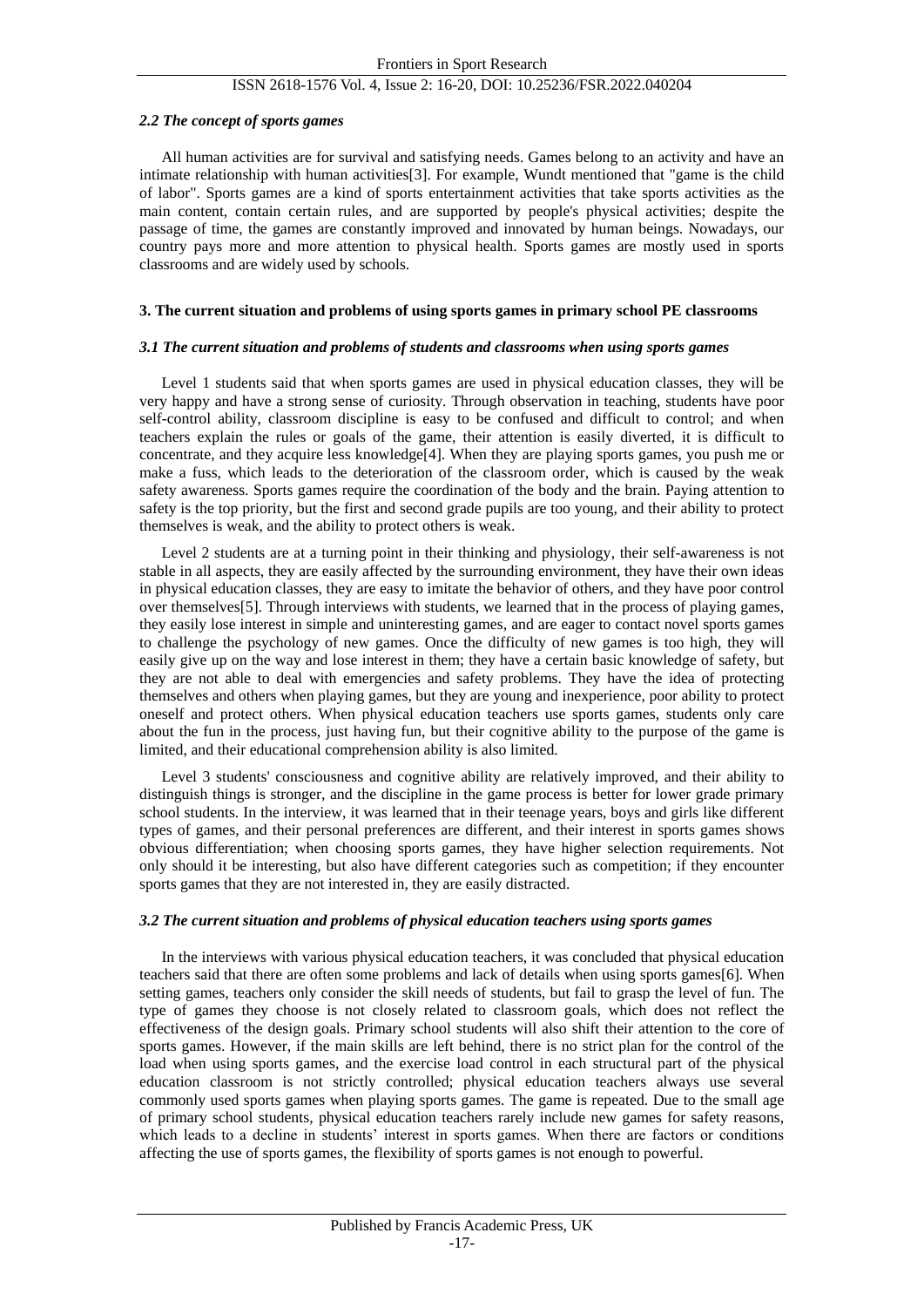### *2.2 The concept of sports games*

All human activities are for survival and satisfying needs. Games belong to an activity and have an intimate relationship with human activities[3]. For example, Wundt mentioned that "game is the child of labor". Sports games are a kind of sports entertainment activities that take sports activities as the main content, contain certain rules, and are supported by people's physical activities; despite the passage of time, the games are constantly improved and innovated by human beings. Nowadays, our country pays more and more attention to physical health. Sports games are mostly used in sports classrooms and are widely used by schools.

## 3. The current situation and problems of using sports games in primary school PE classrooms

### *3.1 The current situation and problems of students and classrooms when using sports games*

Level 1 students said that when sports games are used in physical education classes, they will be very happy and have a strong sense of curiosity. Through observation in teaching, students have poor self-control ability, classroom discipline is easy to be confused and difficult to control; and when teachers explain the rules or goals of the game, their attention is easily diverted, it is difficult to concentrate, and they acquire less knowledge[4]. When they are playing sports games, you push me or make a fuss, which leads to the deterioration of the classroom order, which is caused by the weak safety awareness. Sports games require the coordination of the body and the brain. Paying attention to safety is the top priority, but the first and second grade pupils are too young, and their ability to protect themselves is weak, and the ability to protect others is weak.

Level 2 students are at a turning point in their thinking and physiology, their self-awareness is not stable in all aspects, they are easily affected by the surrounding environment, they have their own ideas in physical education classes, they are easy to imitate the behavior of others, and they have poor control over themselves[5]. Through interviews with students, we learned that in the process of playing games, they easily lose interest in simple and uninteresting games, and are eager to contact novel sports games to challenge the psychology of new games. Once the difficulty of new games is too high, they will easily give up on the way and lose interest in them; they have a certain basic knowledge of safety, but they are not able to deal with emergencies and safety problems. They have the idea of protecting themselves and others when playing games, but they are young and inexperience, poor ability to protect oneself and protect others. When physical education teachers use sports games, students only care about the fun in the process, just having fun, but their cognitive ability to the purpose of the game is limited, and their educational comprehension ability is also limited.

Level 3 students' consciousness and cognitive ability are relatively improved, and their ability to distinguish things is stronger, and the discipline in the game process is better for lower grade primary school students. In the interview, it was learned that in their teenage years, boys and girls like different types of games, and their personal preferences are different, and their interest in sports games shows obvious differentiation; when choosing sports games, they have higher selection requirements. Not only should it be interesting, but also have different categories such as competition; if they encounter sports games that they are not interested in, they are easily distracted.

### *3.2 The current situation and problems of physical education teachers using sports games*

In the interviews with various physical education teachers, it was concluded that physical education teachers said that there are often some problems and lack of details when using sports games[6]. When setting games, teachers only consider the skill needs of students, but fail to grasp the level of fun. The type of games they choose is not closely related to classroom goals, which does not reflect the effectiveness of the design goals. Primary school students will also shift their attention to the core of sports games. However, if the main skills are left behind, there is no strict plan for the control of the load when using sports games, and the exercise load control in each structural part of the physical education classroom is not strictly controlled; physical education teachers always use several commonly used sports games when playing sports games. The game is repeated. Due to the small age of primary school students, physical education teachers rarely include new games for safety reasons, which leads to a decline in students' interest in sports games. When there are factors or conditions affecting the use of sports games, the flexibility of sports games is not enough to powerful.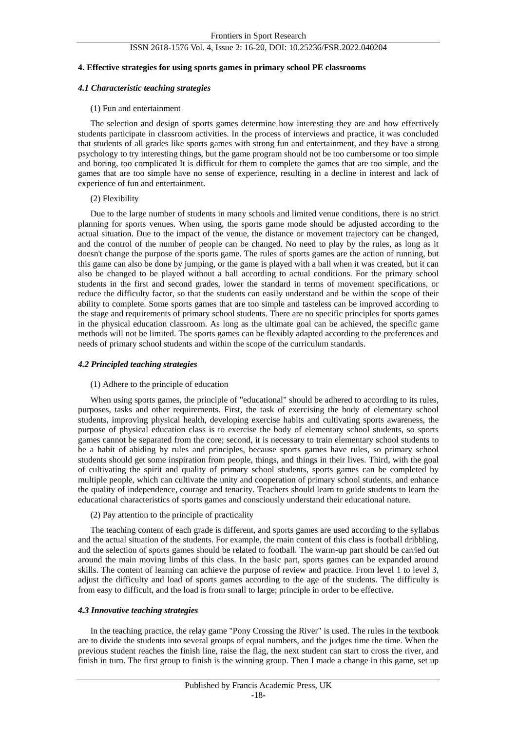## 4. Effective strategies for using sports games in primary school PE classrooms

### *4.1 Characteristic teaching strategies*

(1) Fun and entertainment

The selection and design of sports games determine how interesting they are and how effectively students participate in classroom activities. In the process of interviews and practice, it was concluded that students of all grades like sports games with strong fun and entertainment, and they have a strong psychology to try interesting things, but the game program should not be too cumbersome or too simple and boring, too complicated It is difficult for them to complete the games that are too simple, and the games that are too simple have no sense of experience, resulting in a decline in interest and lack of experience of fun and entertainment.

(2) Flexibility

Due to the large number of students in many schools and limited venue conditions, there is no strict planning for sports venues. When using, the sports game mode should be adjusted according to the actual situation. Due to the impact of the venue, the distance or movement trajectory can be changed, and the control of the number of people can be changed. No need to play by the rules, as long as it doesn't change the purpose of the sports game. The rules of sports games are the action of running, but this game can also be done by jumping, or the game is played with a ball when it was created, but it can also be changed to be played without a ball according to actual conditions. For the primary school students in the first and second grades, lower the standard in terms of movement specifications, or reduce the difficulty factor, so that the students can easily understand and be within the scope of their ability to complete. Some sports games that are too simple and tasteless can be improved according to the stage and requirements of primary school students. There are no specific principles for sports games in the physical education classroom. As long as the ultimate goal can be achieved, the specific game methods will not be limited. The sports games can be flexibly adapted according to the preferences and needs of primary school students and within the scope of the curriculum standards.

### *4.2 Principled teaching strategies*

(1) Adhere to the principle of education

When using sports games, the principle of "educational" should be adhered to according to its rules, purposes, tasks and other requirements. First, the task of exercising the body of elementary school students, improving physical health, developing exercise habits and cultivating sports awareness, the purpose of physical education class is to exercise the body of elementary school students, so sports games cannot be separated from the core; second, it is necessary to train elementary school students to be a habit of abiding by rules and principles, because sports games have rules, so primary school students should get some inspiration from people, things, and things in their lives. Third, with the goal of cultivating the spirit and quality of primary school students, sports games can be completed by multiple people, which can cultivate the unity and cooperation of primary school students, and enhance the quality of independence, courage and tenacity. Teachers should learn to guide students to learn the educational characteristics of sports games and consciously understand their educational nature.

(2) Pay attention to the principle of practicality

The teaching content of each grade is different, and sports games are used according to the syllabus and the actual situation of the students. For example, the main content of this class is football dribbling, and the selection of sports games should be related to football. The warm-up part should be carried out around the main moving limbs of this class. In the basic part, sports games can be expanded around skills. The content of learning can achieve the purpose of review and practice. From level 1 to level 3, adjust the difficulty and load of sports games according to the age of the students. The difficulty is from easy to difficult, and the load is from small to large; principle in order to be effective.

### *4.3 Innovative teaching strategies*

In the teaching practice, the relay game "Pony Crossing the River" is used. The rules in the textbook are to divide the students into several groups of equal numbers, and the judges time the time. When the previous student reaches the finish line, raise the flag, the next student can start to cross the river, and finish in turn. The first group to finish is the winning group. Then I made a change in this game, set up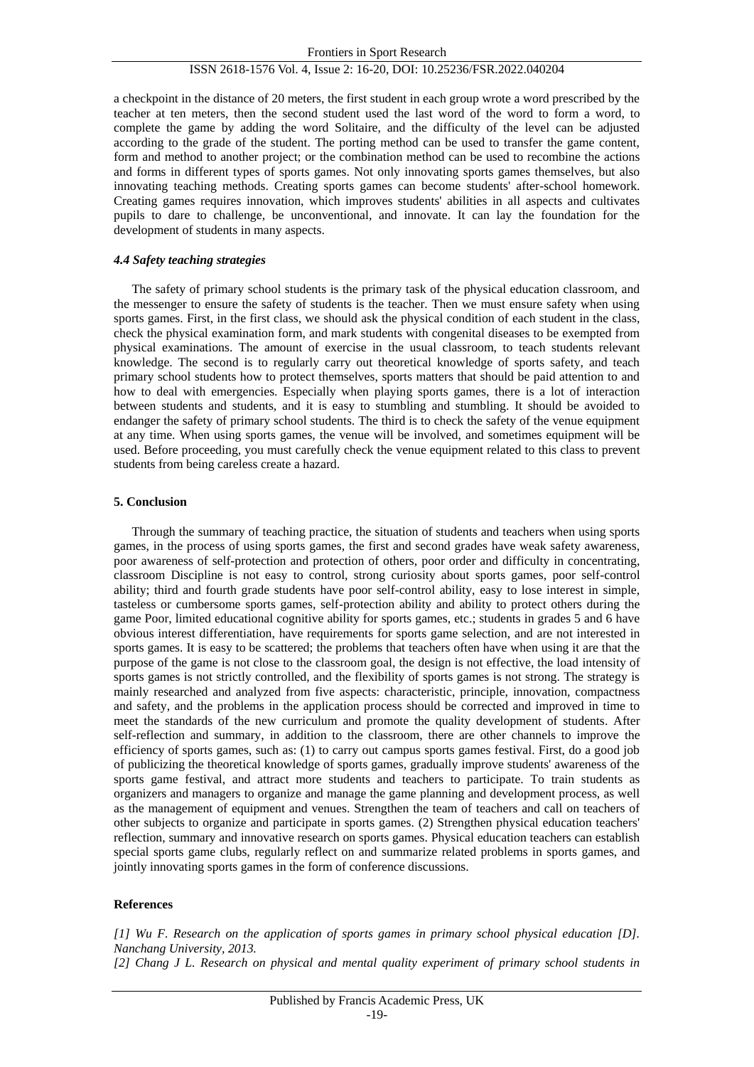a checkpoint in the distance of 20 meters, the first student in each group wrote a word prescribed by the teacher at ten meters, then the second student used the last word of the word to form a word, to complete the game by adding the word Solitaire, and the difficulty of the level can be adjusted according to the grade of the student. The porting method can be used to transfer the game content, form and method to another project; or the combination method can be used to recombine the actions and forms in different types of sports games. Not only innovating sports games themselves, but also innovating teaching methods. Creating sports games can become students' after-school homework. Creating games requires innovation, which improves students' abilities in all aspects and cultivates pupils to dare to challenge, be unconventional, and innovate. It can lay the foundation for the development of students in many aspects.

### *4.4 Safety teaching strategies*

The safety of primary school students is the primary task of the physical education classroom, and the messenger to ensure the safety of students is the teacher. Then we must ensure safety when using sports games. First, in the first class, we should ask the physical condition of each student in the class, check the physical examination form, and mark students with congenital diseases to be exempted from physical examinations. The amount of exercise in the usual classroom, to teach students relevant knowledge. The second is to regularly carry out theoretical knowledge of sports safety, and teach primary school students how to protect themselves, sports matters that should be paid attention to and how to deal with emergencies. Especially when playing sports games, there is a lot of interaction between students and students, and it is easy to stumbling and stumbling. It should be avoided to endanger the safety of primary school students. The third is to check the safety of the venue equipment at any time. When using sports games, the venue will be involved, and sometimes equipment will be used. Before proceeding, you must carefully check the venue equipment related to this class to prevent students from being careless create a hazard.

## 5. Conclusion

Through the summary of teaching practice, the situation of students and teachers when using sports games, in the process of using sports games, the first and second grades have weak safety awareness, poor awareness of self-protection and protection of others, poor order and difficulty in concentrating, classroom Discipline is not easy to control, strong curiosity about sports games, poor self-control ability; third and fourth grade students have poor self-control ability, easy to lose interest in simple, tasteless or cumbersome sports games, self-protection ability and ability to protect others during the game Poor, limited educational cognitive ability for sports games, etc.; students in grades 5 and 6 have obvious interest differentiation, have requirements for sports game selection, and are not interested in sports games. It is easy to be scattered; the problems that teachers often have when using it are that the purpose of the game is not close to the classroom goal, the design is not effective, the load intensity of sports games is not strictly controlled, and the flexibility of sports games is not strong. The strategy is mainly researched and analyzed from five aspects: characteristic, principle, innovation, compactness and safety, and the problems in the application process should be corrected and improved in time to meet the standards of the new curriculum and promote the quality development of students. After self-reflection and summary, in addition to the classroom, there are other channels to improve the efficiency of sports games, such as: (1) to carry out campus sports games festival. First, do a good job of publicizing the theoretical knowledge of sports games, gradually improve students' awareness of the sports game festival, and attract more students and teachers to participate. To train students as organizers and managers to organize and manage the game planning and development process, as well as the management of equipment and venues. Strengthen the team of teachers and call on teachers of other subjects to organize and participate in sports games. (2) Strengthen physical education teachers' reflection, summary and innovative research on sports games. Physical education teachers can establish special sports game clubs, regularly reflect on and summarize related problems in sports games, and jointly innovating sports games in the form of conference discussions.

## References

*[1] Wu F. Research on the application of sports games in primary school physical education [D]. Nanchang University, 2013.*

*[2] Chang J L. Research on physical and mental quality experiment of primary school students in*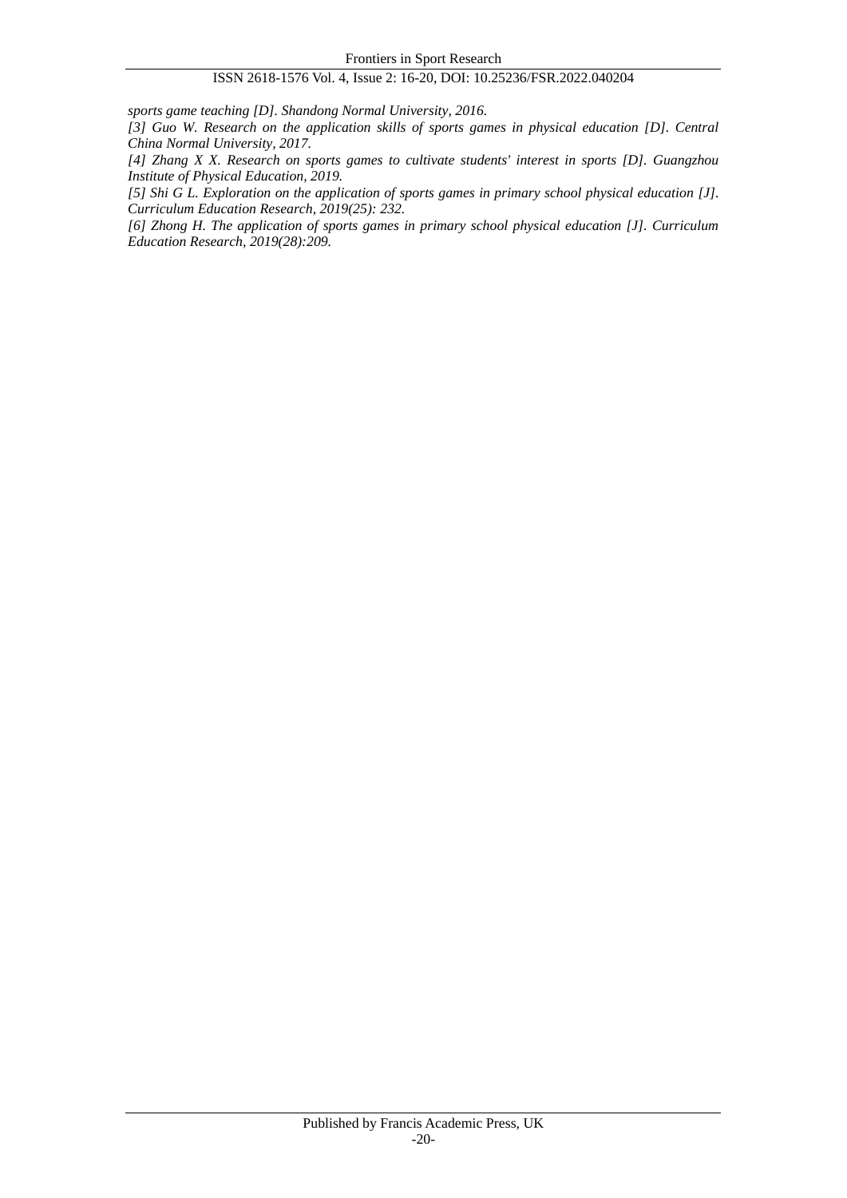*sports game teaching [D]. Shandong Normal University, 2016.*

*[3] Guo W. Research on the application skills of sports games in physical education [D]. Central China Normal University, 2017.*

*[4] Zhang X X. Research on sports games to cultivate students' interest in sports [D]. Guangzhou Institute of Physical Education, 2019.*

*[5] Shi G L. Exploration on the application of sports games in primary school physical education [J]. Curriculum Education Research, 2019(25): 232.*

*[6] Zhong H. The application of sports games in primary school physical education [J]. Curriculum Education Research, 2019(28):209.*